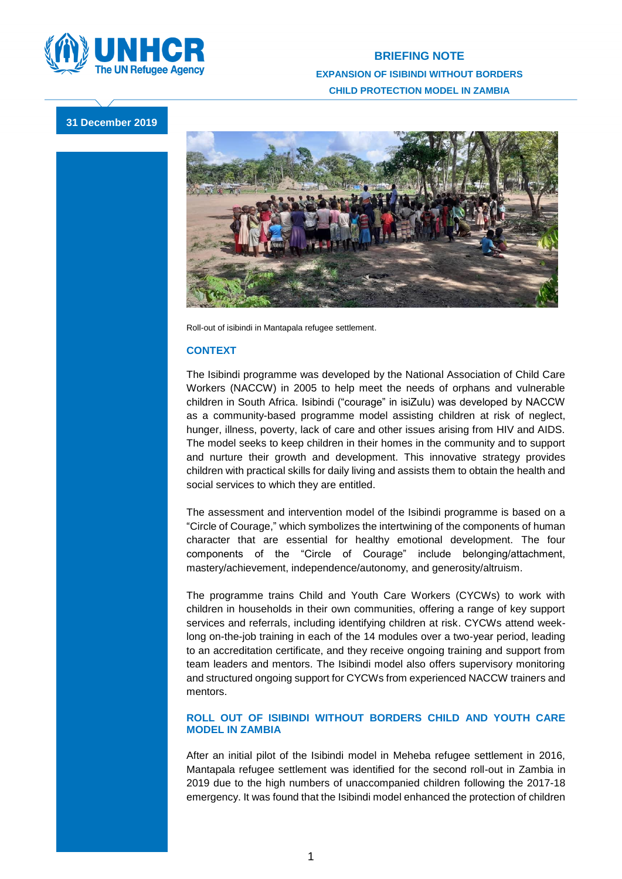# BRIEFING NOTE

## EXPANSION OF ISIBINDI WITHOUT BORDERS CHILD PROTECTION MODEL IN ZAMBIA

**31 December 2019**

Roll-out of isibindi in Mantapala refugee settlement.

## CONTEXT

The Isibindi programme was developed by the National Association of Child Care Workers (NACCW) in 2005 to help meet the needs of orphans and vulnerable children in South Africa. Isibindi ("courage" in isiZulu) was developed by NACCW as a community-based programme model assisting children at risk of neglect, hunger, illness, poverty, lack of care and other issues arising from HIV and AIDS. The model seeks to keep children in their homes in the community and to support and nurture their growth and development. This innovative strategy provides children with practical skills for daily living and assists them to obtain the health and social services to which they are entitled.

The assessment and intervention model of the Isibindi programme is based on a "Circle of Courage," which symbolizes the intertwining of the components of human character that are essential for healthy emotional development. The four components of the "Circle of Courage" include belonging/attachment, mastery/achievement, independence/autonomy, and generosity/altruism.

The programme trains Child and Youth Care Workers (CYCWs) to work with children in households in their own communities, offering a range of key support services and referrals, including identifying children at risk. CYCWs attend week-long on-the-job training in each of the 14 modules over a two-year period, leading to an accreditation certificate, and they receive ongoing training and support from team leaders and mentors. The Isibindi model also offers supervisory monitoring and structured ongoing support for CYCWs from experienced NACCW trainers and mentors.

## ROLL OUT OF ISIBINDI WITHOUT BORDERS CHILD AND YOUTH CARE MODEL IN ZAMBIA

After an initial pilot of the Isibindi model in Meheba refugee settlement in 2016, Mantapala refugee settlement was identified for the second roll-out in Zambia in 2019 due to the high numbers of unaccompanied children following the 2017-18 emergency. It was found that the Isibindi model enhanced the protection of children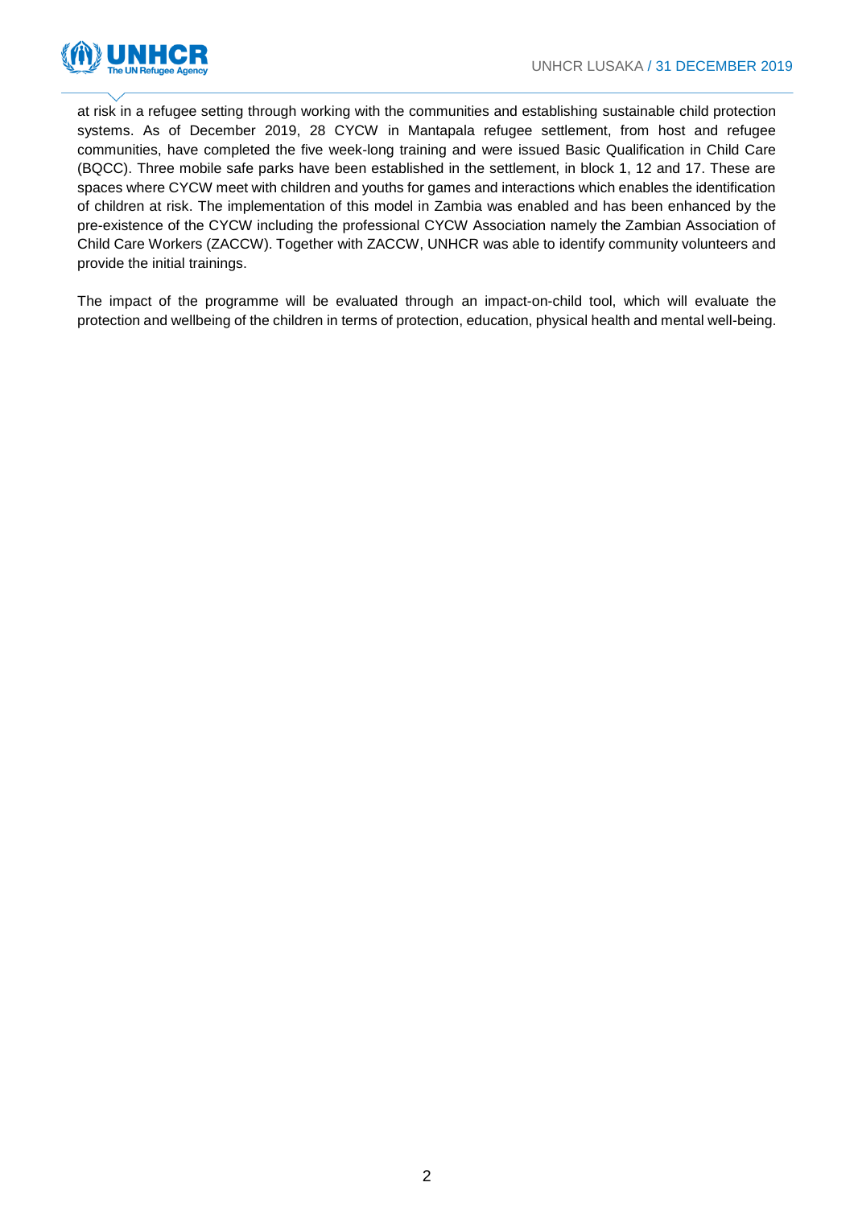at risk in a refugee setting through working with the communities and establishing sustainable child protection systems. As of December 2019, 28 CYCW in Mantapala refugee settlement, from host and refugee communities, have completed the five week-long training and were issued Basic Qualification in Child Care (BQCC). Three mobile safe parks have been established in the settlement, in block 1, 12 and 17. These are spaces where CYCW meet with children and youths for games and interactions which enables the identification of children at risk. The implementation of this model in Zambia was enabled and has been enhanced by the pre-existence of the CYCW including the professional CYCW Association namely the Zambian Association of Child Care Workers (ZACCW). Together with ZACCW, UNHCR was able to identify community volunteers and provide the initial trainings.

The impact of the programme will be evaluated through an impact-on-child tool, which will evaluate the protection and wellbeing of the children in terms of protection, education, physical health and mental well-being.